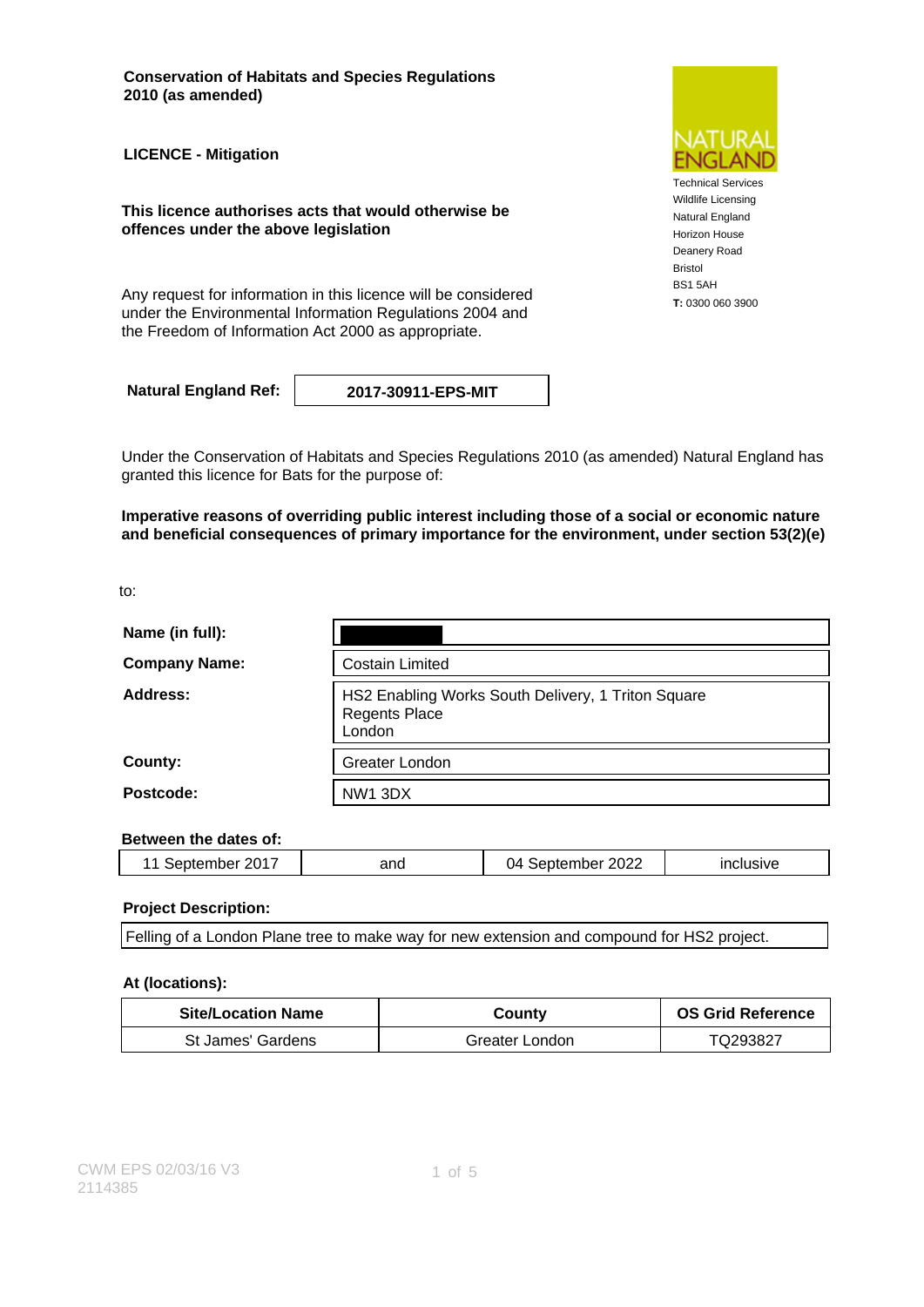**Conservation of Habitats and Species Regulations 2010 (as amended)**

**LICENCE - Mitigation**

**This licence authorises acts that would otherwise be offences under the above legislation**

Any request for information in this licence will be considered under the Environmental Information Regulations 2004 and the Freedom of Information Act 2000 as appropriate.

NATURAL ENGLAND

Technical Services
Wildlife Licensing
Natural England
Horizon House
Deanery Road
Bristol
BS1 5AH
**T:** 0300 060 3900

| **Natural England Ref:** | **2017-30911-EPS-MIT** |
|---|---|

Under the Conservation of Habitats and Species Regulations 2010 (as amended) Natural England has granted this licence for Bats for the purpose of:

**Imperative reasons of overriding public interest including those of a social or economic nature and beneficial consequences of primary importance for the environment, under section 53(2)(e)**

to:

| | |
|---|---|
| **Name (in full):** | |
| **Company Name:** | Costain Limited |
| **Address:** | HS2 Enabling Works South Delivery, 1 Triton Square Regents Place London |
| **County:** | Greater London |
| **Postcode:** | NW1 3DX |

**Between the dates of:**

| | | | |
|---|---|---|---|
| 11 September 2017 | and | 04 September 2022 | inclusive |

**Project Description:**

Felling of a London Plane tree to make way for new extension and compound for HS2 project.

**At (locations):**

| Site/Location Name | County | OS Grid Reference |
|---|---|---|
| St James' Gardens | Greater London | TQ293827 |

CWM EPS 02/03/16 V3
2114385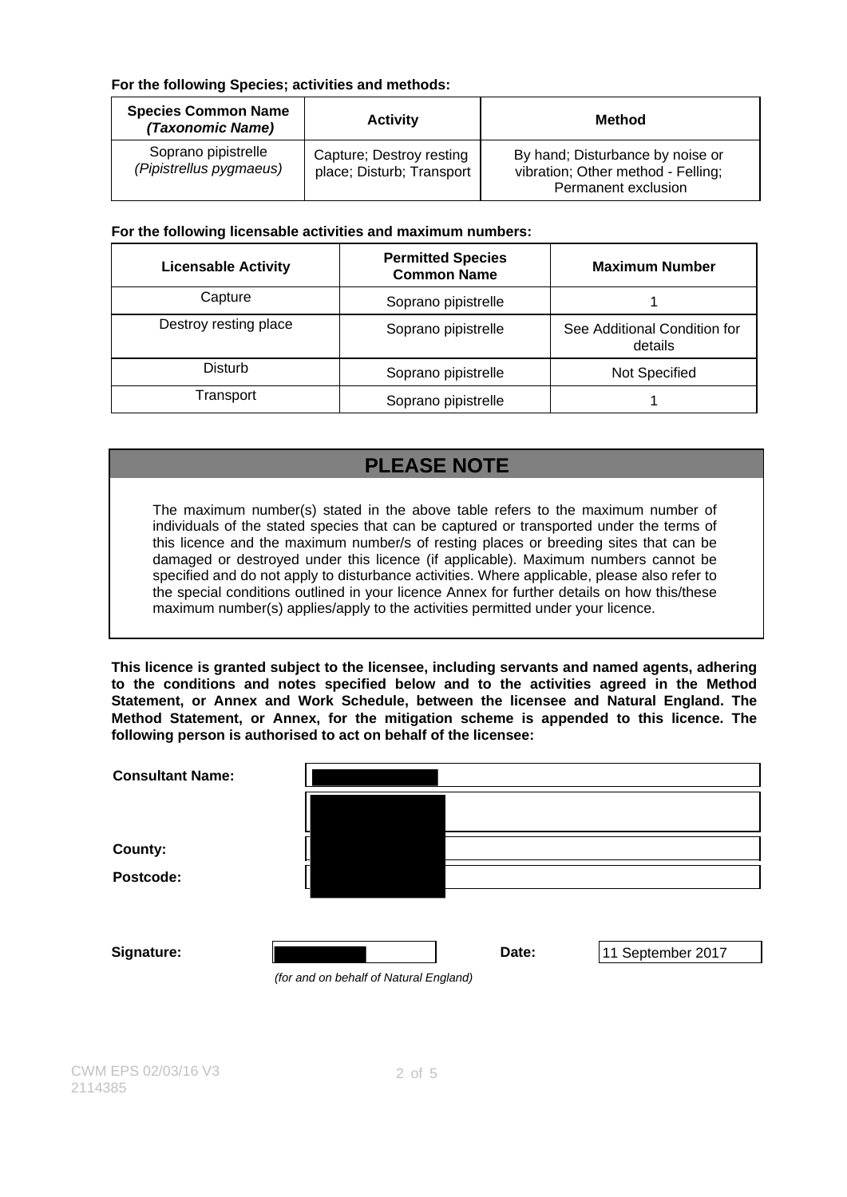**For the following Species; activities and methods:**

| Species Common Name *(Taxonomic Name)* | Activity | Method |
| --- | --- | --- |
| Soprano pipistrelle *(Pipistrellus pygmaeus)* | Capture; Destroy resting place; Disturb; Transport | By hand; Disturbance by noise or vibration; Other method - Felling; Permanent exclusion |

**For the following licensable activities and maximum numbers:**

| Licensable Activity | Permitted Species Common Name | Maximum Number |
| --- | --- | --- |
| Capture | Soprano pipistrelle | 1 |
| Destroy resting place | Soprano pipistrelle | See Additional Condition for details |
| Disturb | Soprano pipistrelle | Not Specified |
| Transport | Soprano pipistrelle | 1 |

## PLEASE NOTE

The maximum number(s) stated in the above table refers to the maximum number of individuals of the stated species that can be captured or transported under the terms of this licence and the maximum number/s of resting places or breeding sites that can be damaged or destroyed under this licence (if applicable). Maximum numbers cannot be specified and do not apply to disturbance activities. Where applicable, please also refer to the special conditions outlined in your licence Annex for further details on how this/these maximum number(s) applies/apply to the activities permitted under your licence.

**This licence is granted subject to the licensee, including servants and named agents, adhering to the conditions and notes specified below and to the activities agreed in the Method Statement, or Annex and Work Schedule, between the licensee and Natural England. The Method Statement, or Annex, for the mitigation scheme is appended to this licence. The following person is authorised to act on behalf of the licensee:**

**Consultant Name:** [redacted]

[redacted]

**County:** [redacted]

**Postcode:** [redacted]

**Signature:** [redacted] *(for and on behalf of Natural England)*

**Date:** 11 September 2017

CWM EPS 02/03/16 V3
2114385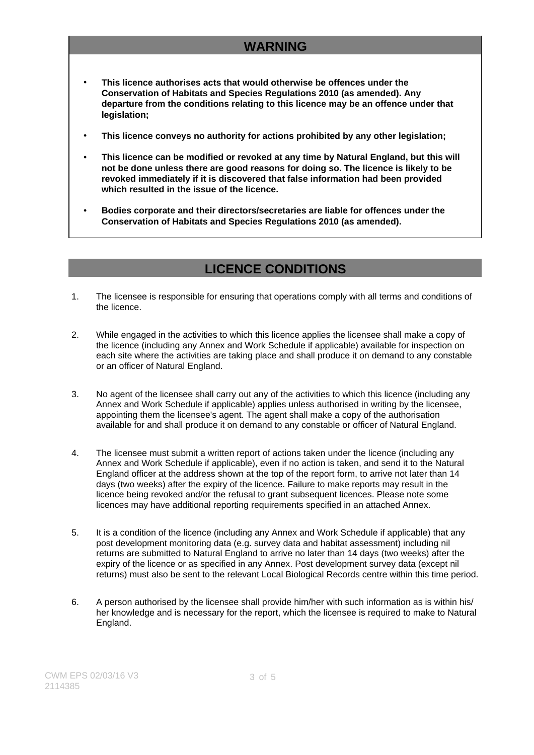## WARNING

- **This licence authorises acts that would otherwise be offences under the Conservation of Habitats and Species Regulations 2010 (as amended). Any departure from the conditions relating to this licence may be an offence under that legislation;**
- **This licence conveys no authority for actions prohibited by any other legislation;**
- **This licence can be modified or revoked at any time by Natural England, but this will not be done unless there are good reasons for doing so. The licence is likely to be revoked immediately if it is discovered that false information had been provided which resulted in the issue of the licence.**
- **Bodies corporate and their directors/secretaries are liable for offences under the Conservation of Habitats and Species Regulations 2010 (as amended).**

## LICENCE CONDITIONS

1. The licensee is responsible for ensuring that operations comply with all terms and conditions of the licence.

2. While engaged in the activities to which this licence applies the licensee shall make a copy of the licence (including any Annex and Work Schedule if applicable) available for inspection on each site where the activities are taking place and shall produce it on demand to any constable or an officer of Natural England.

3. No agent of the licensee shall carry out any of the activities to which this licence (including any Annex and Work Schedule if applicable) applies unless authorised in writing by the licensee, appointing them the licensee's agent. The agent shall make a copy of the authorisation available for and shall produce it on demand to any constable or officer of Natural England.

4. The licensee must submit a written report of actions taken under the licence (including any Annex and Work Schedule if applicable), even if no action is taken, and send it to the Natural England officer at the address shown at the top of the report form, to arrive not later than 14 days (two weeks) after the expiry of the licence. Failure to make reports may result in the licence being revoked and/or the refusal to grant subsequent licences. Please note some licences may have additional reporting requirements specified in an attached Annex.

5. It is a condition of the licence (including any Annex and Work Schedule if applicable) that any post development monitoring data (e.g. survey data and habitat assessment) including nil returns are submitted to Natural England to arrive no later than 14 days (two weeks) after the expiry of the licence or as specified in any Annex. Post development survey data (except nil returns) must also be sent to the relevant Local Biological Records centre within this time period.

6. A person authorised by the licensee shall provide him/her with such information as is within his/her knowledge and is necessary for the report, which the licensee is required to make to Natural England.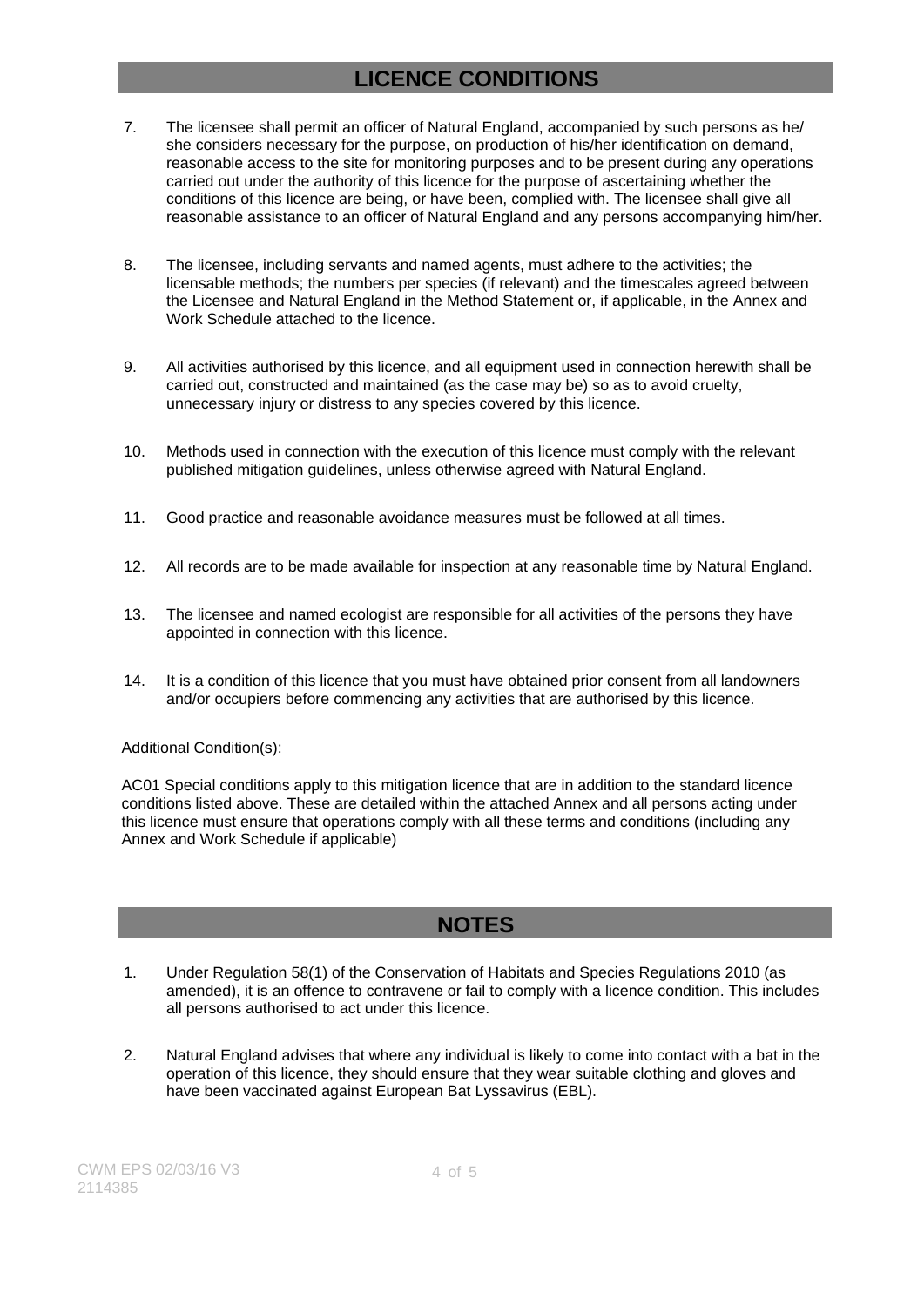## LICENCE CONDITIONS

7. The licensee shall permit an officer of Natural England, accompanied by such persons as he/ she considers necessary for the purpose, on production of his/her identification on demand, reasonable access to the site for monitoring purposes and to be present during any operations carried out under the authority of this licence for the purpose of ascertaining whether the conditions of this licence are being, or have been, complied with. The licensee shall give all reasonable assistance to an officer of Natural England and any persons accompanying him/her.

8. The licensee, including servants and named agents, must adhere to the activities; the licensable methods; the numbers per species (if relevant) and the timescales agreed between the Licensee and Natural England in the Method Statement or, if applicable, in the Annex and Work Schedule attached to the licence.

9. All activities authorised by this licence, and all equipment used in connection herewith shall be carried out, constructed and maintained (as the case may be) so as to avoid cruelty, unnecessary injury or distress to any species covered by this licence.

10. Methods used in connection with the execution of this licence must comply with the relevant published mitigation guidelines, unless otherwise agreed with Natural England.

11. Good practice and reasonable avoidance measures must be followed at all times.

12. All records are to be made available for inspection at any reasonable time by Natural England.

13. The licensee and named ecologist are responsible for all activities of the persons they have appointed in connection with this licence.

14. It is a condition of this licence that you must have obtained prior consent from all landowners and/or occupiers before commencing any activities that are authorised by this licence.

Additional Condition(s):

AC01 Special conditions apply to this mitigation licence that are in addition to the standard licence conditions listed above. These are detailed within the attached Annex and all persons acting under this licence must ensure that operations comply with all these terms and conditions (including any Annex and Work Schedule if applicable)

## NOTES

1. Under Regulation 58(1) of the Conservation of Habitats and Species Regulations 2010 (as amended), it is an offence to contravene or fail to comply with a licence condition. This includes all persons authorised to act under this licence.

2. Natural England advises that where any individual is likely to come into contact with a bat in the operation of this licence, they should ensure that they wear suitable clothing and gloves and have been vaccinated against European Bat Lyssavirus (EBL).

CWM EPS 02/03/16 V3
2114385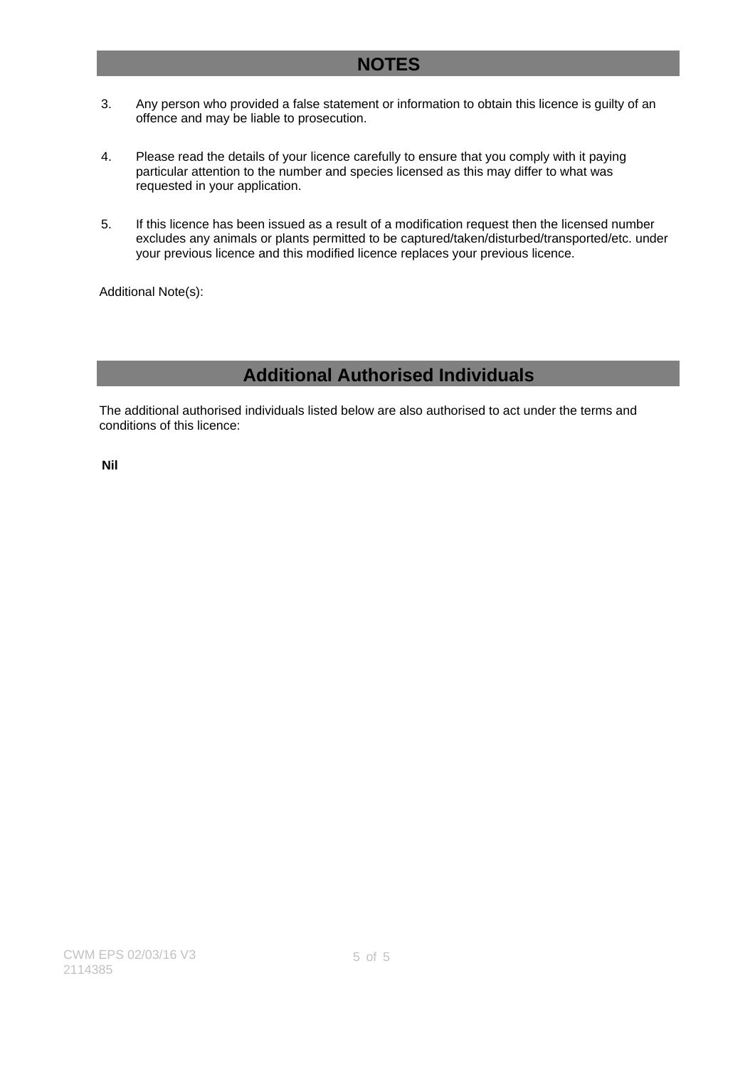## NOTES

3. Any person who provided a false statement or information to obtain this licence is guilty of an offence and may be liable to prosecution.

4. Please read the details of your licence carefully to ensure that you comply with it paying particular attention to the number and species licensed as this may differ to what was requested in your application.

5. If this licence has been issued as a result of a modification request then the licensed number excludes any animals or plants permitted to be captured/taken/disturbed/transported/etc. under your previous licence and this modified licence replaces your previous licence.

Additional Note(s):

## Additional Authorised Individuals

The additional authorised individuals listed below are also authorised to act under the terms and conditions of this licence:

**Nil**

CWM EPS 02/03/16 V3
2114385